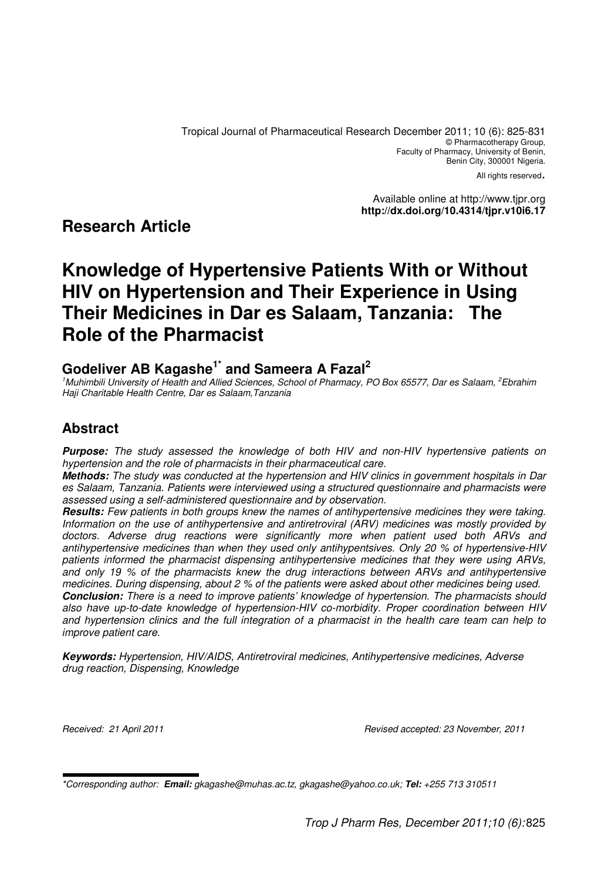Tropical Journal of Pharmaceutical Research December 2011; 10 (6): 825-831
© Pharmacotherapy Group,
Faculty of Pharmacy, University of Benin,
Benin City, 300001 Nigeria.
All rights reserved.

Available online at http://www.tjpr.org
**http://dx.doi.org/10.4314/tjpr.v10i6.17**

## Research Article

# Knowledge of Hypertensive Patients With or Without HIV on Hypertension and Their Experience in Using Their Medicines in Dar es Salaam, Tanzania: The Role of the Pharmacist

**Godeliver AB Kagashe[1*] and Sameera A Fazal[2]**

*[1]Muhimbili University of Health and Allied Sciences, School of Pharmacy, PO Box 65577, Dar es Salaam, [2]Ebrahim Haji Charitable Health Centre, Dar es Salaam,Tanzania*

## Abstract

***Purpose:*** *The study assessed the knowledge of both HIV and non-HIV hypertensive patients on hypertension and the role of pharmacists in their pharmaceutical care.*

***Methods:*** *The study was conducted at the hypertension and HIV clinics in government hospitals in Dar es Salaam, Tanzania. Patients were interviewed using a structured questionnaire and pharmacists were assessed using a self-administered questionnaire and by observation.*

***Results:*** *Few patients in both groups knew the names of antihypertensive medicines they were taking. Information on the use of antihypertensive and antiretroviral (ARV) medicines was mostly provided by doctors. Adverse drug reactions were significantly more when patient used both ARVs and antihypertensive medicines than when they used only antihypentsives. Only 20 % of hypertensive-HIV patients informed the pharmacist dispensing antihypertensive medicines that they were using ARVs, and only 19 % of the pharmacists knew the drug interactions between ARVs and antihypertensive medicines. During dispensing, about 2 % of the patients were asked about other medicines being used.*

***Conclusion:*** *There is a need to improve patients' knowledge of hypertension. The pharmacists should also have up-to-date knowledge of hypertension-HIV co-morbidity. Proper coordination between HIV and hypertension clinics and the full integration of a pharmacist in the health care team can help to improve patient care.*

***Keywords:*** *Hypertension, HIV/AIDS, Antiretroviral medicines, Antihypertensive medicines, Adverse drug reaction, Dispensing, Knowledge*

*Received: 21 April 2011* *Revised accepted: 23 November, 2011*

---

*\*Corresponding author: **Email:** gkagashe@muhas.ac.tz, gkagashe@yahoo.co.uk; **Tel:** +255 713 310511*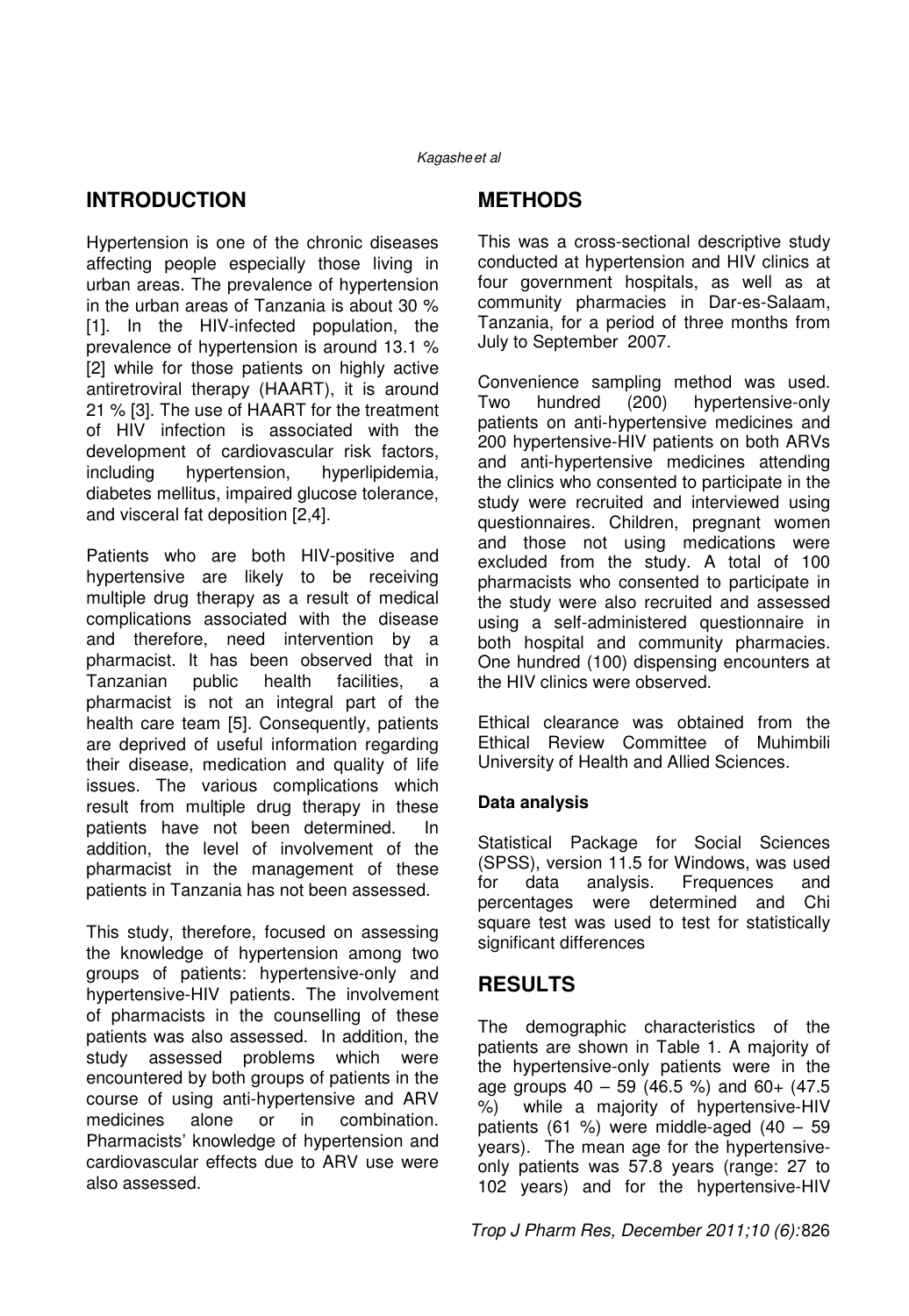## INTRODUCTION

Hypertension is one of the chronic diseases affecting people especially those living in urban areas. The prevalence of hypertension in the urban areas of Tanzania is about 30 % [1]. In the HIV-infected population, the prevalence of hypertension is around 13.1 % [2] while for those patients on highly active antiretroviral therapy (HAART), it is around 21 % [3]. The use of HAART for the treatment of HIV infection is associated with the development of cardiovascular risk factors, including hypertension, hyperlipidemia, diabetes mellitus, impaired glucose tolerance, and visceral fat deposition [2,4].

Patients who are both HIV-positive and hypertensive are likely to be receiving multiple drug therapy as a result of medical complications associated with the disease and therefore, need intervention by a pharmacist. It has been observed that in Tanzanian public health facilities, a pharmacist is not an integral part of the health care team [5]. Consequently, patients are deprived of useful information regarding their disease, medication and quality of life issues. The various complications which result from multiple drug therapy in these patients have not been determined. In addition, the level of involvement of the pharmacist in the management of these patients in Tanzania has not been assessed.

This study, therefore, focused on assessing the knowledge of hypertension among two groups of patients: hypertensive-only and hypertensive-HIV patients. The involvement of pharmacists in the counselling of these patients was also assessed. In addition, the study assessed problems which were encountered by both groups of patients in the course of using anti-hypertensive and ARV medicines alone or in combination. Pharmacists' knowledge of hypertension and cardiovascular effects due to ARV use were also assessed.

## METHODS

This was a cross-sectional descriptive study conducted at hypertension and HIV clinics at four government hospitals, as well as at community pharmacies in Dar-es-Salaam, Tanzania, for a period of three months from July to September 2007.

Convenience sampling method was used. Two hundred (200) hypertensive-only patients on anti-hypertensive medicines and 200 hypertensive-HIV patients on both ARVs and anti-hypertensive medicines attending the clinics who consented to participate in the study were recruited and interviewed using questionnaires. Children, pregnant women and those not using medications were excluded from the study. A total of 100 pharmacists who consented to participate in the study were also recruited and assessed using a self-administered questionnaire in both hospital and community pharmacies. One hundred (100) dispensing encounters at the HIV clinics were observed.

Ethical clearance was obtained from the Ethical Review Committee of Muhimbili University of Health and Allied Sciences.

### Data analysis

Statistical Package for Social Sciences (SPSS), version 11.5 for Windows, was used for data analysis. Frequences and percentages were determined and Chi square test was used to test for statistically significant differences

## RESULTS

The demographic characteristics of the patients are shown in Table 1. A majority of the hypertensive-only patients were in the age groups 40 – 59 (46.5 %) and 60+ (47.5 %) while a majority of hypertensive-HIV patients (61 %) were middle-aged (40 – 59 years). The mean age for the hypertensive-only patients was 57.8 years (range: 27 to 102 years) and for the hypertensive-HIV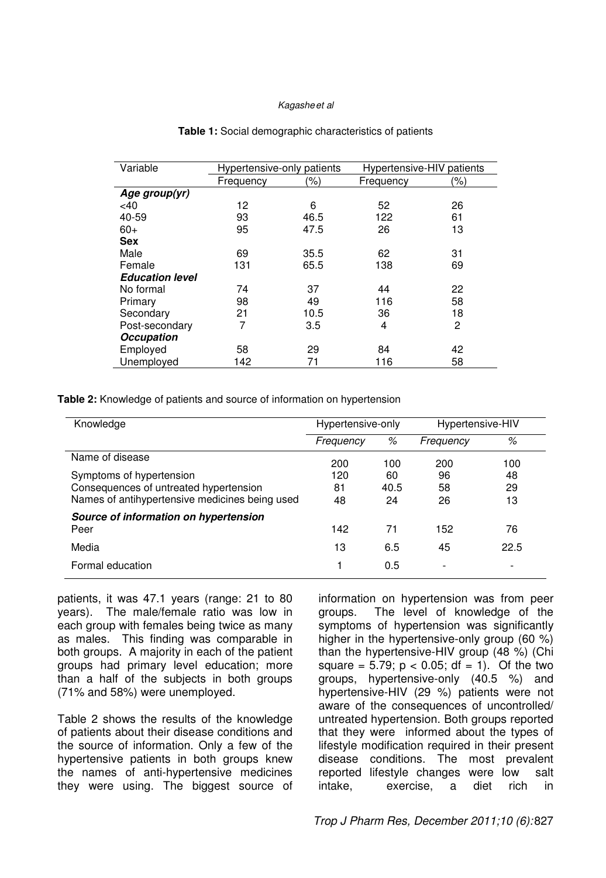**Table 1:** Social demographic characteristics of patients

| Variable | Hypertensive-only patients | | Hypertensive-HIV patients | |
|---|---|---|---|---|
| | Frequency | (%) | Frequency | (%) |
| ***Age group(yr)*** | | | | |
| <40 | 12 | 6 | 52 | 26 |
| 40-59 | 93 | 46.5 | 122 | 61 |
| 60+ | 95 | 47.5 | 26 | 13 |
| **Sex** | | | | |
| Male | 69 | 35.5 | 62 | 31 |
| Female | 131 | 65.5 | 138 | 69 |
| ***Education level*** | | | | |
| No formal | 74 | 37 | 44 | 22 |
| Primary | 98 | 49 | 116 | 58 |
| Secondary | 21 | 10.5 | 36 | 18 |
| Post-secondary | 7 | 3.5 | 4 | 2 |
| ***Occupation*** | | | | |
| Employed | 58 | 29 | 84 | 42 |
| Unemployed | 142 | 71 | 116 | 58 |

**Table 2:** Knowledge of patients and source of information on hypertension

| Knowledge | Hypertensive-only | | Hypertensive-HIV | |
|---|---|---|---|---|
| | *Frequency* | *%* | *Frequency* | *%* |
| Name of disease | 200 | 100 | 200 | 100 |
| Symptoms of hypertension | 120 | 60 | 96 | 48 |
| Consequences of untreated hypertension | 81 | 40.5 | 58 | 29 |
| Names of antihypertensive medicines being used | 48 | 24 | 26 | 13 |
| ***Source of information on hypertension*** | | | | |
| Peer | 142 | 71 | 152 | 76 |
| Media | 13 | 6.5 | 45 | 22.5 |
| Formal education | 1 | 0.5 | - | - |

patients, it was 47.1 years (range: 21 to 80 years). The male/female ratio was low in each group with females being twice as many as males. This finding was comparable in both groups. A majority in each of the patient groups had primary level education; more than a half of the subjects in both groups (71% and 58%) were unemployed.

Table 2 shows the results of the knowledge of patients about their disease conditions and the source of information. Only a few of the hypertensive patients in both groups knew the names of anti-hypertensive medicines they were using. The biggest source of information on hypertension was from peer groups. The level of knowledge of the symptoms of hypertension was significantly higher in the hypertensive-only group (60 %) than the hypertensive-HIV group (48 %) (Chi square = 5.79; $p < 0.05$; df = 1). Of the two groups, hypertensive-only (40.5 %) and hypertensive-HIV (29 %) patients were not aware of the consequences of uncontrolled/ untreated hypertension. Both groups reported that they were informed about the types of lifestyle modification required in their present disease conditions. The most prevalent reported lifestyle changes were low salt intake, exercise, a diet rich in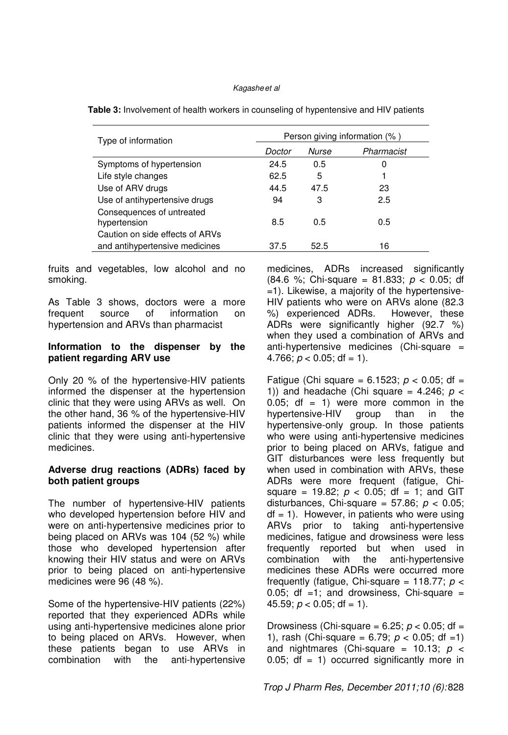**Table 3:** Involvement of health workers in counseling of hypentensive and HIV patients

| Type of information | Person giving information (%) | | |
|---|---|---|---|
| | *Doctor* | *Nurse* | *Pharmacist* |
| Symptoms of hypertension | 24.5 | 0.5 | 0 |
| Life style changes | 62.5 | 5 | 1 |
| Use of ARV drugs | 44.5 | 47.5 | 23 |
| Use of antihypertensive drugs | 94 | 3 | 2.5 |
| Consequences of untreated hypertension | 8.5 | 0.5 | 0.5 |
| Caution on side effects of ARVs and antihypertensive medicines | 37.5 | 52.5 | 16 |

fruits and vegetables, low alcohol and no smoking.

As Table 3 shows, doctors were a more frequent source of information on hypertension and ARVs than pharmacist

### Information to the dispenser by the patient regarding ARV use

Only 20 % of the hypertensive-HIV patients informed the dispenser at the hypertension clinic that they were using ARVs as well. On the other hand, 36 % of the hypertensive-HIV patients informed the dispenser at the HIV clinic that they were using anti-hypertensive medicines.

### Adverse drug reactions (ADRs) faced by both patient groups

The number of hypertensive-HIV patients who developed hypertension before HIV and were on anti-hypertensive medicines prior to being placed on ARVs was 104 (52 %) while those who developed hypertension after knowing their HIV status and were on ARVs prior to being placed on anti-hypertensive medicines were 96 (48 %).

Some of the hypertensive-HIV patients (22%) reported that they experienced ADRs while using anti-hypertensive medicines alone prior to being placed on ARVs. However, when these patients began to use ARVs in combination with the anti-hypertensive medicines, ADRs increased significantly (84.6 %; Chi-square = 81.833; $p < 0.05$; df =1). Likewise, a majority of the hypertensive-HIV patients who were on ARVs alone (82.3 %) experienced ADRs. However, these ADRs were significantly higher (92.7 %) when they used a combination of ARVs and anti-hypertensive medicines (Chi-square = 4.766; $p < 0.05$; df = 1).

Fatigue (Chi square = 6.1523; $p < 0.05$; df = 1)) and headache (Chi square = 4.246; $p < 0.05$; df = 1) were more common in the hypertensive-HIV group than in the hypertensive-only group. In those patients who were using anti-hypertensive medicines prior to being placed on ARVs, fatigue and GIT disturbances were less frequently but when used in combination with ARVs, these ADRs were more frequent (fatigue, Chi-square = 19.82; $p < 0.05$; df = 1; and GIT disturbances, Chi-square = 57.86; $p < 0.05$; df = 1). However, in patients who were using ARVs prior to taking anti-hypertensive medicines, fatigue and drowsiness were less frequently reported but when used in combination with the anti-hypertensive medicines these ADRs were occurred more frequently (fatigue, Chi-square = 118.77; $p < 0.05$; df =1; and drowsiness, Chi-square = 45.59; $p < 0.05$; df = 1).

Drowsiness (Chi-square = 6.25; $p < 0.05$; df = 1), rash (Chi-square = 6.79; $p < 0.05$; df =1) and nightmares (Chi-square = 10.13; $p < 0.05$; df = 1) occurred significantly more in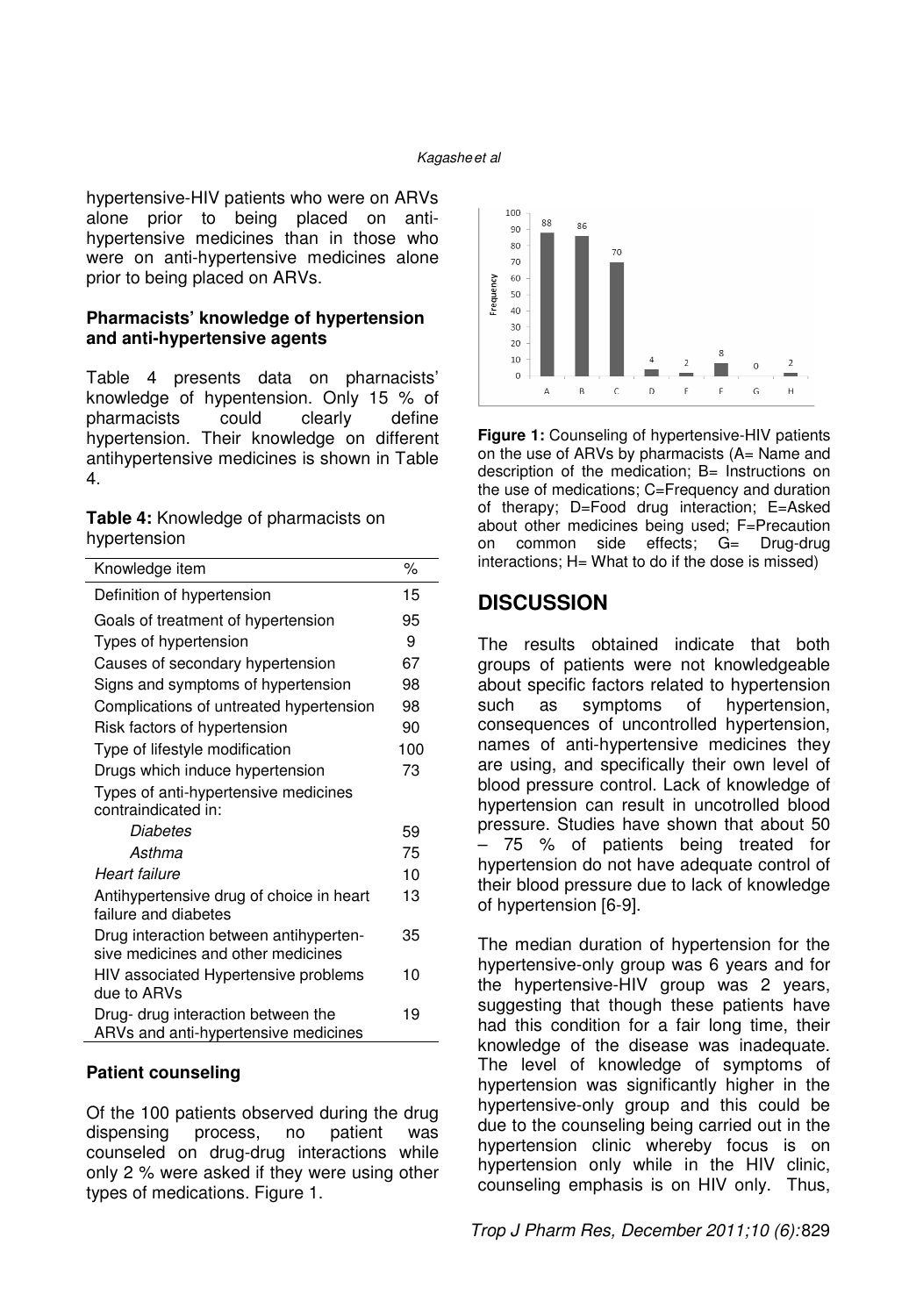hypertensive-HIV patients who were on ARVs alone prior to being placed on anti-hypertensive medicines than in those who were on anti-hypertensive medicines alone prior to being placed on ARVs.

### Pharmacists' knowledge of hypertension and anti-hypertensive agents

Table 4 presents data on pharnacists' knowledge of hypentension. Only 15 % of pharmacists could clearly define hypertension. Their knowledge on different antihypertensive medicines is shown in Table 4.

**Table 4:** Knowledge of pharmacists on hypertension

| Knowledge item | % |
|---|---|
| Definition of hypertension | 15 |
| Goals of treatment of hypertension | 95 |
| Types of hypertension | 9 |
| Causes of secondary hypertension | 67 |
| Signs and symptoms of hypertension | 98 |
| Complications of untreated hypertension | 98 |
| Risk factors of hypertension | 90 |
| Type of lifestyle modification | 100 |
| Drugs which induce hypertension | 73 |
| Types of anti-hypertensive medicines contraindicated in: | |
| *Diabetes* | 59 |
| *Asthma* | 75 |
| *Heart failure* | 10 |
| Antihypertensive drug of choice in heart failure and diabetes | 13 |
| Drug interaction between antihypertensive medicines and other medicines | 35 |
| HIV associated Hypertensive problems due to ARVs | 10 |
| Drug- drug interaction between the ARVs and anti-hypertensive medicines | 19 |

### Patient counseling

Of the 100 patients observed during the drug dispensing process, no patient was counseled on drug-drug interactions while only 2 % were asked if they were using other types of medications. Figure 1.

**Figure 1:** Counseling of hypertensive-HIV patients on the use of ARVs by pharmacists (A= Name and description of the medication; B= Instructions on the use of medications; C=Frequency and duration of therapy; D=Food drug interaction; E=Asked about other medicines being used; F=Precaution on common side effects; G= Drug-drug interactions; H= What to do if the dose is missed)

## DISCUSSION

The results obtained indicate that both groups of patients were not knowledgeable about specific factors related to hypertension such as symptoms of hypertension, consequences of uncontrolled hypertension, names of anti-hypertensive medicines they are using, and specifically their own level of blood pressure control. Lack of knowledge of hypertension can result in uncotrolled blood pressure. Studies have shown that about 50 – 75 % of patients being treated for hypertension do not have adequate control of their blood pressure due to lack of knowledge of hypertension [6-9].

The median duration of hypertension for the hypertensive-only group was 6 years and for the hypertensive-HIV group was 2 years, suggesting that though these patients have had this condition for a fair long time, their knowledge of the disease was inadequate. The level of knowledge of symptoms of hypertension was significantly higher in the hypertensive-only group and this could be due to the counseling being carried out in the hypertension clinic whereby focus is on hypertension only while in the HIV clinic, counseling emphasis is on HIV only. Thus,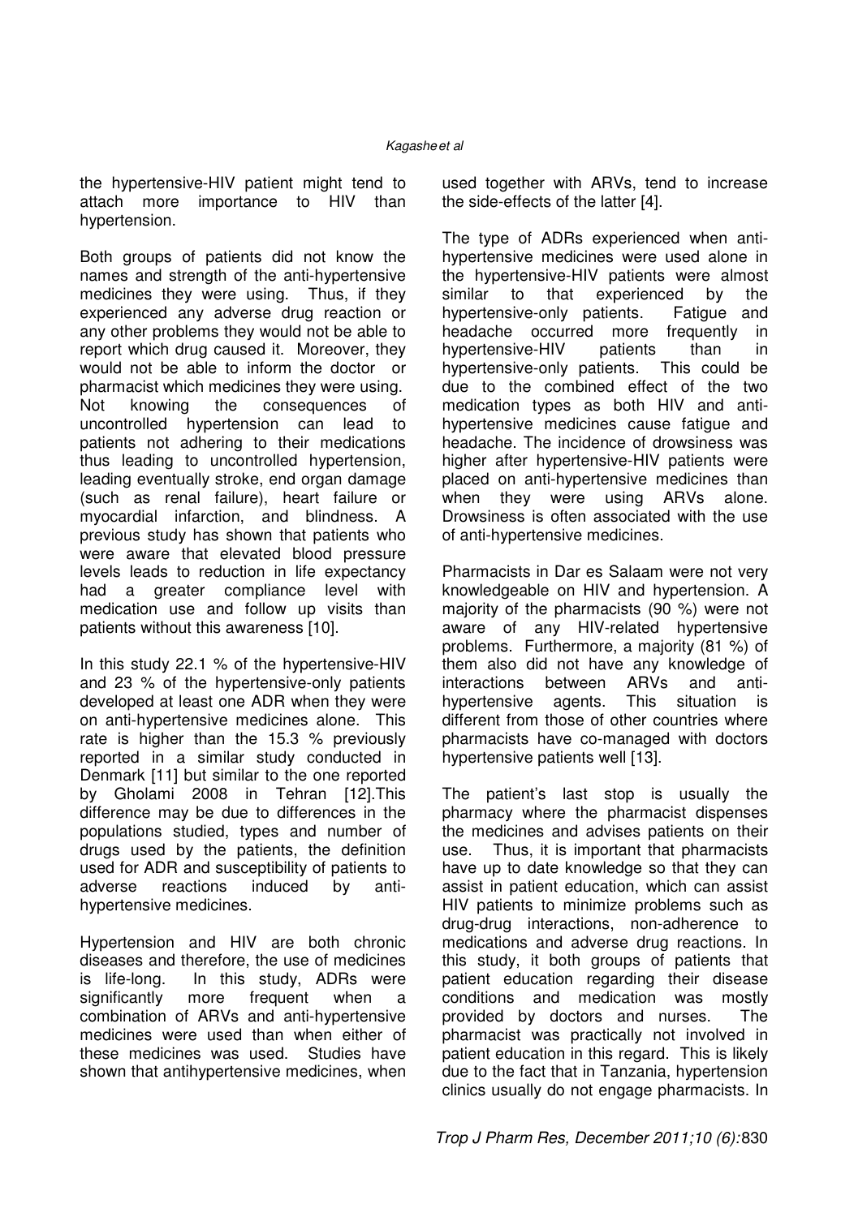the hypertensive-HIV patient might tend to attach more importance to HIV than hypertension.

Both groups of patients did not know the names and strength of the anti-hypertensive medicines they were using. Thus, if they experienced any adverse drug reaction or any other problems they would not be able to report which drug caused it. Moreover, they would not be able to inform the doctor or pharmacist which medicines they were using. Not knowing the consequences of uncontrolled hypertension can lead to patients not adhering to their medications thus leading to uncontrolled hypertension, leading eventually stroke, end organ damage (such as renal failure), heart failure or myocardial infarction, and blindness. A previous study has shown that patients who were aware that elevated blood pressure levels leads to reduction in life expectancy had a greater compliance level with medication use and follow up visits than patients without this awareness [10].

In this study 22.1 % of the hypertensive-HIV and 23 % of the hypertensive-only patients developed at least one ADR when they were on anti-hypertensive medicines alone. This rate is higher than the 15.3 % previously reported in a similar study conducted in Denmark [11] but similar to the one reported by Gholami 2008 in Tehran [12].This difference may be due to differences in the populations studied, types and number of drugs used by the patients, the definition used for ADR and susceptibility of patients to adverse reactions induced by anti-hypertensive medicines.

Hypertension and HIV are both chronic diseases and therefore, the use of medicines is life-long. In this study, ADRs were significantly more frequent when a combination of ARVs and anti-hypertensive medicines were used than when either of these medicines was used. Studies have shown that antihypertensive medicines, when used together with ARVs, tend to increase the side-effects of the latter [4].

The type of ADRs experienced when anti-hypertensive medicines were used alone in the hypertensive-HIV patients were almost similar to that experienced by the hypertensive-only patients. Fatigue and headache occurred more frequently in hypertensive-HIV patients than in hypertensive-only patients. This could be due to the combined effect of the two medication types as both HIV and anti-hypertensive medicines cause fatigue and headache. The incidence of drowsiness was higher after hypertensive-HIV patients were placed on anti-hypertensive medicines than when they were using ARVs alone. Drowsiness is often associated with the use of anti-hypertensive medicines.

Pharmacists in Dar es Salaam were not very knowledgeable on HIV and hypertension. A majority of the pharmacists (90 %) were not aware of any HIV-related hypertensive problems. Furthermore, a majority (81 %) of them also did not have any knowledge of interactions between ARVs and anti-hypertensive agents. This situation is different from those of other countries where pharmacists have co-managed with doctors hypertensive patients well [13].

The patient's last stop is usually the pharmacy where the pharmacist dispenses the medicines and advises patients on their use. Thus, it is important that pharmacists have up to date knowledge so that they can assist in patient education, which can assist HIV patients to minimize problems such as drug-drug interactions, non-adherence to medications and adverse drug reactions. In this study, it both groups of patients that patient education regarding their disease conditions and medication was mostly provided by doctors and nurses. The pharmacist was practically not involved in patient education in this regard. This is likely due to the fact that in Tanzania, hypertension clinics usually do not engage pharmacists. In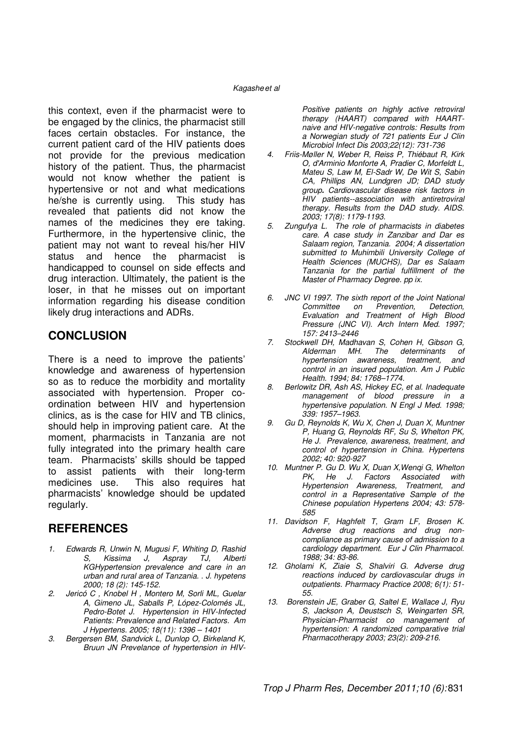this context, even if the pharmacist were to be engaged by the clinics, the pharmacist still faces certain obstacles. For instance, the current patient card of the HIV patients does not provide for the previous medication history of the patient. Thus, the pharmacist would not know whether the patient is hypertensive or not and what medications he/she is currently using. This study has revealed that patients did not know the names of the medicines they ere taking. Furthermore, in the hypertensive clinic, the patient may not want to reveal his/her HIV status and hence the pharmacist is handicapped to counsel on side effects and drug interaction. Ultimately, the patient is the loser, in that he misses out on important information regarding his disease condition likely drug interactions and ADRs.

## CONCLUSION

There is a need to improve the patients' knowledge and awareness of hypertension so as to reduce the morbidity and mortality associated with hypertension. Proper co-ordination between HIV and hypertension clinics, as is the case for HIV and TB clinics, should help in improving patient care. At the moment, pharmacists in Tanzania are not fully integrated into the primary health care team. Pharmacists' skills should be tapped to assist patients with their long-term medicines use. This also requires hat pharmacists' knowledge should be updated regularly.

## REFERENCES

1. *Edwards R, Unwin N, Mugusi F, Whiting D, Rashid S, Kissima J, Aspray TJ, Alberti KGHypertension prevalence and care in an urban and rural area of Tanzania. . J. hypetens 2000; 18 (2): 145-152.*
2. *Jericó C , Knobel H , Montero M, Sorli ML, Guelar A, Gimeno JL, Saballs P, López-Colomés JL, Pedro-Botet J. Hypertension in HIV-Infected Patients: Prevalence and Related Factors. Am J Hypertens. 2005; 18(11): 1396 – 1401*
3. *Bergersen BM, Sandvick L, Dunlop O, Birkeland K, Bruun JN Prevelance of hypertension in HIV-Positive patients on highly active retroviral therapy (HAART) compared with HAART-naive and HIV-negative controls: Results from a Norwegian study of 721 patients Eur J Clin Microbiol Infect Dis 2003;22(12): 731-736*
4. *Friis-Møller N, Weber R, Reiss P, Thiébaut R, Kirk O, d'Arminio Monforte A, Pradier C, Morfeldt L, Mateu S, Law M, El-Sadr W, De Wit S, Sabin CA, Phillips AN, Lundgren JD; DAD study group. Cardiovascular disease risk factors in HIV patients--association with antiretroviral therapy. Results from the DAD study. AIDS. 2003; 17(8): 1179-1193.*
5. *Zungufya L. The role of pharmacists in diabetes care. A case study in Zanzibar and Dar es Salaam region, Tanzania. 2004; A dissertation submitted to Muhimbili University College of Health Sciences (MUCHS), Dar es Salaam Tanzania for the partial fulfillment of the Master of Pharmacy Degree. pp ix.*
6. *JNC VI 1997. The sixth report of the Joint National Committee on Prevention, Detection, Evaluation and Treatment of High Blood Pressure (JNC VI). Arch Intern Med. 1997; 157: 2413–2446*
7. *Stockwell DH, Madhavan S, Cohen H, Gibson G, Alderman MH. The determinants of hypertension awareness, treatment, and control in an insured population. Am J Public Health. 1994; 84: 1768–1774.*
8. *Berlowitz DR, Ash AS, Hickey EC, et al. Inadequate management of blood pressure in a hypertensive population. N Engl J Med. 1998; 339: 1957–1963.*
9. *Gu D, Reynolds K, Wu X, Chen J, Duan X, Muntner P, Huang G, Reynolds RF, Su S, Whelton PK, He J. Prevalence, awareness, treatment, and control of hypertension in China. Hypertens 2002; 40: 920-927*
10. *Muntner P. Gu D. Wu X, Duan X,Wenqi G, Whelton PK, He J. Factors Associated with Hypertension Awareness, Treatment, and control in a Representative Sample of the Chinese population Hypertens 2004; 43: 578-585*
11. *Davidson F, Haghfelt T, Gram LF, Brosen K. Adverse drug reactions and drug non-compliance as primary cause of admission to a cardiology department. Eur J Clin Pharmacol. 1988; 34: 83-86.*
12. *Gholami K, Ziaie S, Shalviri G. Adverse drug reactions induced by cardiovascular drugs in outpatients. Pharmacy Practice 2008; 6(1): 51-55.*
13. *Borenstein JE, Graber G, Saltel E, Wallace J, Ryu S, Jackson A, Deustsch S, Weingarten SR, Physician-Pharmacist co management of hypertension: A randomized comparative trial Pharmacotherapy 2003; 23(2): 209-216.*